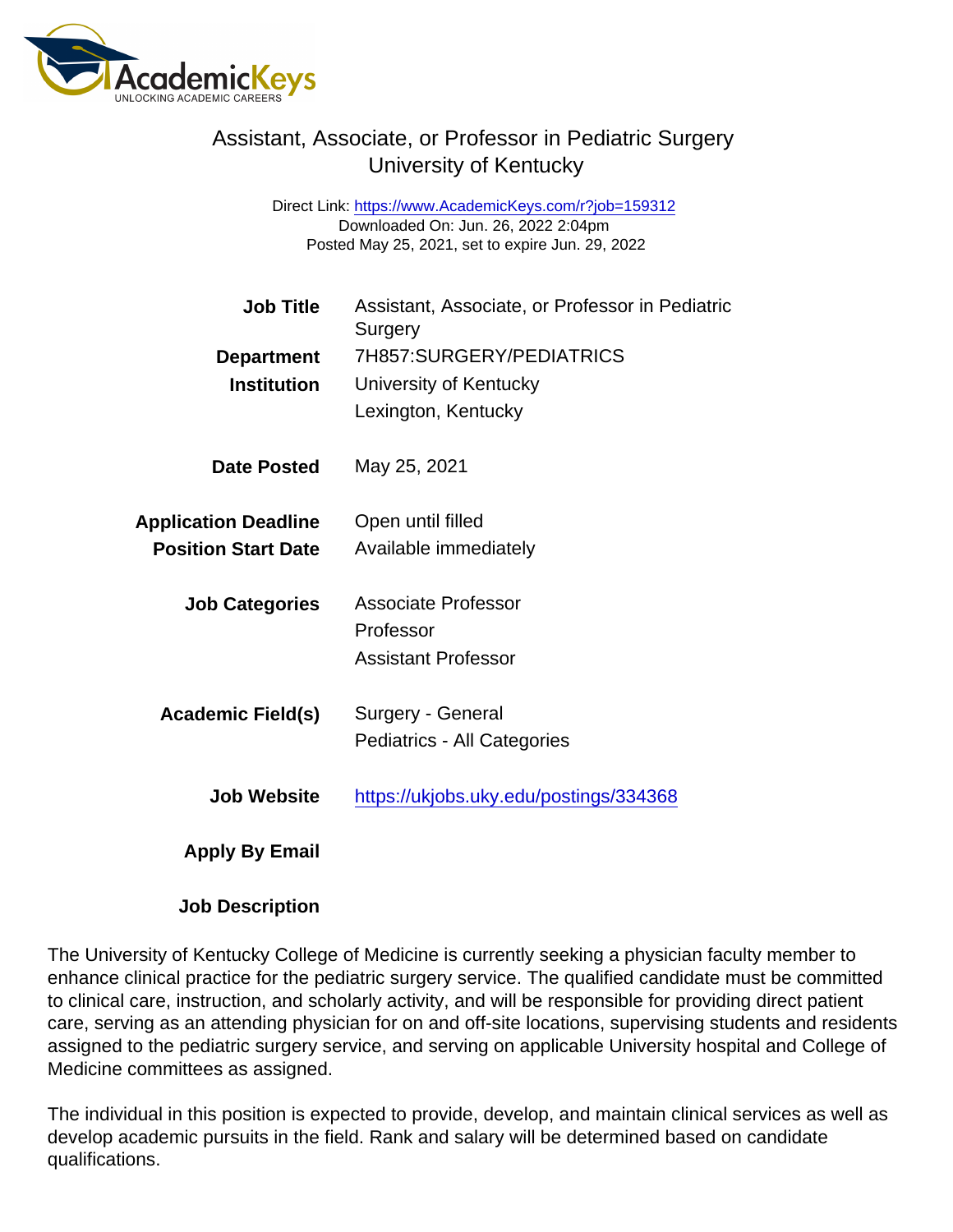# Assistant, Associate, or Professor in Pediatric Surgery
## University of Kentucky

Direct Link: https://www.AcademicKeys.com/r?job=159312
Downloaded On: Jun. 26, 2022 2:04pm
Posted May 25, 2021, set to expire Jun. 29, 2022

**Job Title** Assistant, Associate, or Professor in Pediatric Surgery

**Department** 7H857:SURGERY/PEDIATRICS

**Institution** University of Kentucky
Lexington, Kentucky

**Date Posted** May 25, 2021

**Application Deadline** Open until filled

**Position Start Date** Available immediately

**Job Categories** Associate Professor
Professor
Assistant Professor

**Academic Field(s)** Surgery - General
Pediatrics - All Categories

**Job Website** https://ukjobs.uky.edu/postings/334368

**Apply By Email**

**Job Description**

The University of Kentucky College of Medicine is currently seeking a physician faculty member to enhance clinical practice for the pediatric surgery service. The qualified candidate must be committed to clinical care, instruction, and scholarly activity, and will be responsible for providing direct patient care, serving as an attending physician for on and off-site locations, supervising students and residents assigned to the pediatric surgery service, and serving on applicable University hospital and College of Medicine committees as assigned.

The individual in this position is expected to provide, develop, and maintain clinical services as well as develop academic pursuits in the field. Rank and salary will be determined based on candidate qualifications.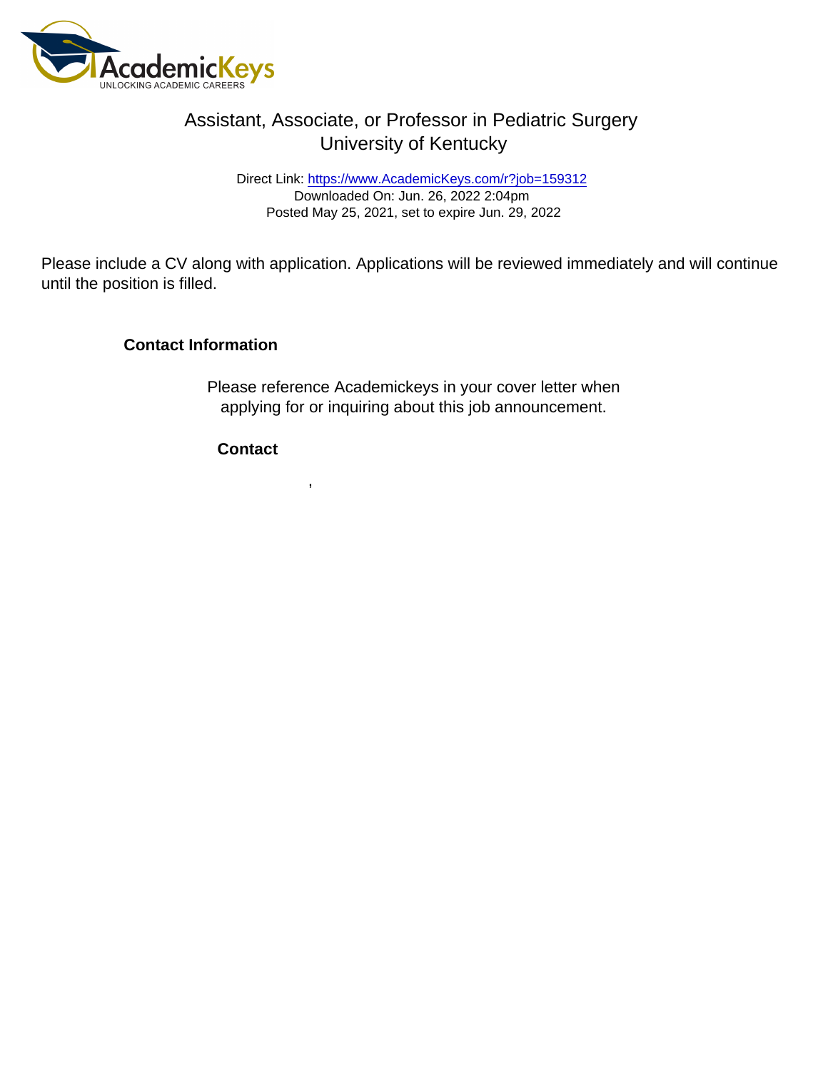Please include a CV along with application. Applications will be reviewed immediately and will continue until the position is filled.

### Contact Information

Please reference Academickeys in your cover letter when applying for or inquiring about this job announcement.

**Contact**

,